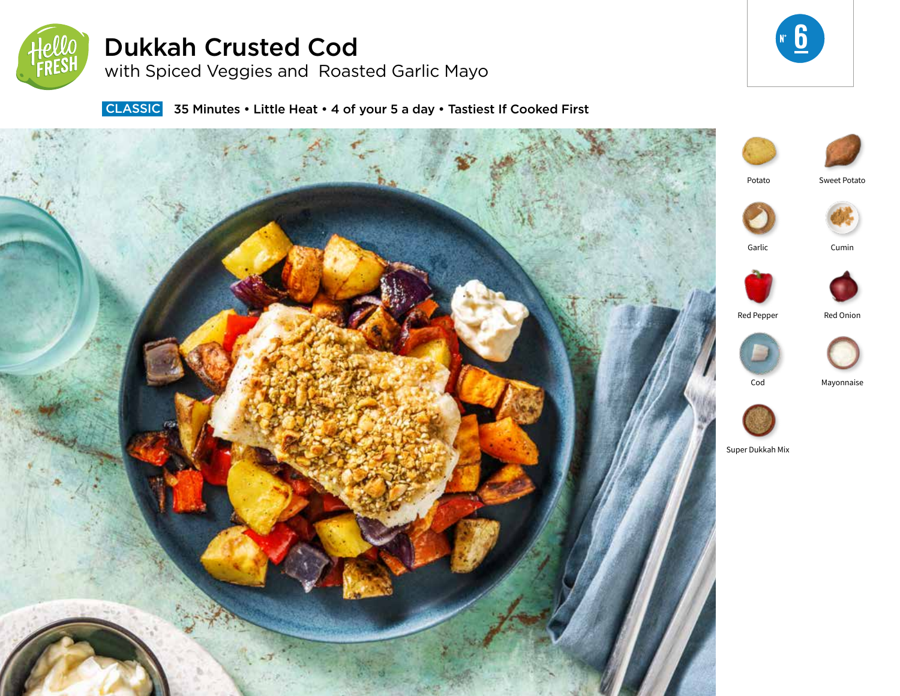# Dukkah Crusted Cod

## with Spiced Veggies and Roasted Garlic Mayo

**CLASSIC** 35 Minutes • Little Heat • 4 of your 5 a day • Tastiest If Cooked First

N° 6

- Potato
- Sweet Potato
- Garlic
- Cumin
- Red Pepper
- Red Onion
- Cod
- Mayonnaise
- Super Dukkah Mix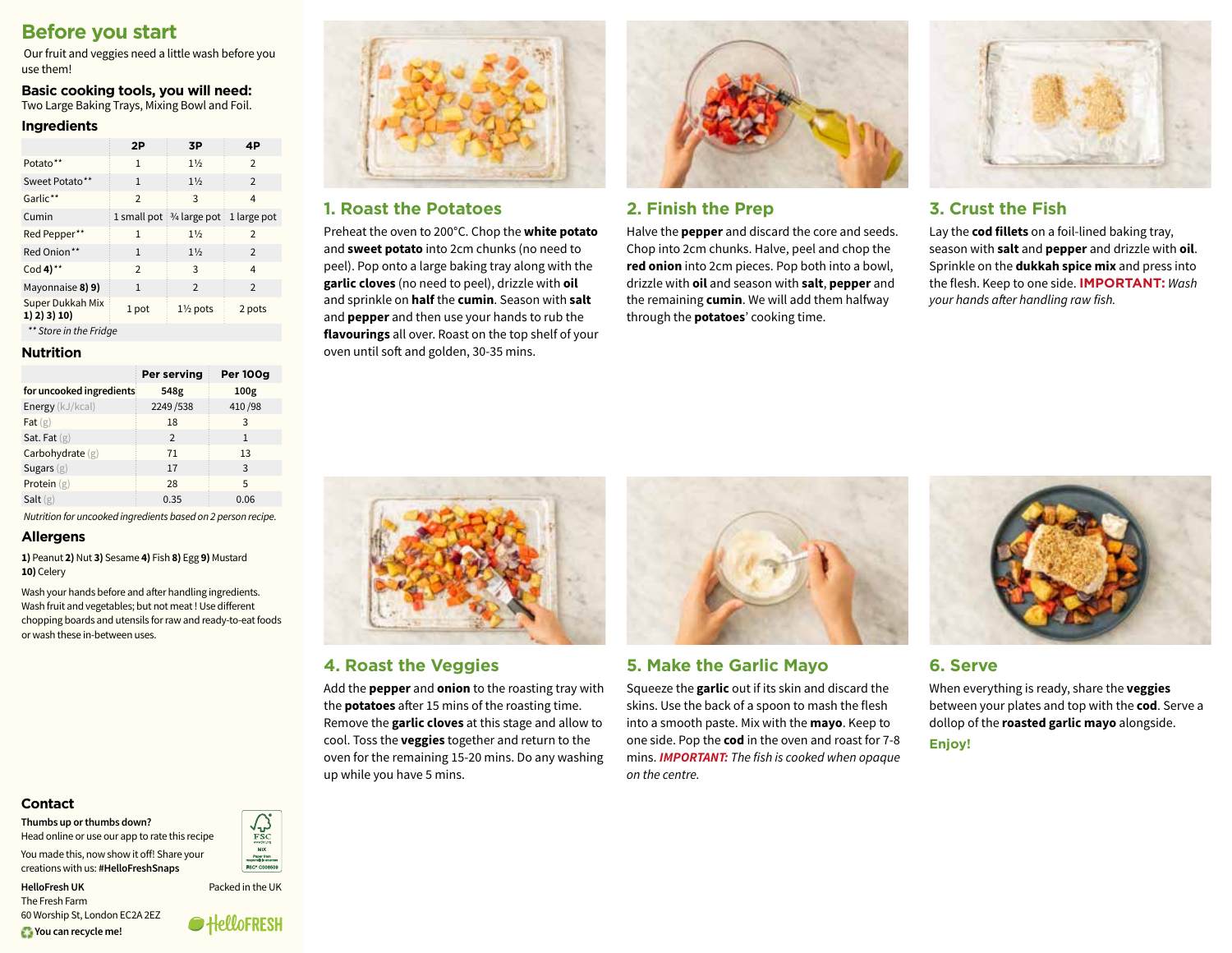## Before you start

Our fruit and veggies need a little wash before you use them!

### Basic cooking tools, you will need:

Two Large Baking Trays, Mixing Bowl and Foil.

### Ingredients

| | 2P | 3P | 4P |
|---|---|---|---|
| Potato** | 1 | 1½ | 2 |
| Sweet Potato** | 1 | 1½ | 2 |
| Garlic** | 2 | 3 | 4 |
| Cumin | 1 small pot | ¾ large pot | 1 large pot |
| Red Pepper** | 1 | 1½ | 2 |
| Red Onion** | 1 | 1½ | 2 |
| Cod **4)**** | 2 | 3 | 4 |
| Mayonnaise **8) 9)** | 1 | 2 | 2 |
| Super Dukkah Mix **1) 2) 3) 10)** | 1 pot | 1½ pots | 2 pots |

*** Store in the Fridge*

### Nutrition

| | Per serving | Per 100g |
|---|---|---|
| **for uncooked ingredients** | 548g | 100g |
| Energy (kJ/kcal) | 2249 /538 | 410 /98 |
| Fat (g) | 18 | 3 |
| Sat. Fat (g) | 2 | 1 |
| Carbohydrate (g) | 71 | 13 |
| Sugars (g) | 17 | 3 |
| Protein (g) | 28 | 5 |
| Salt (g) | 0.35 | 0.06 |

*Nutrition for uncooked ingredients based on 2 person recipe.*

### Allergens

**1)** Peanut **2)** Nut **3)** Sesame **4)** Fish **8)** Egg **9)** Mustard **10)** Celery

Wash your hands before and after handling ingredients. Wash fruit and vegetables; but not meat ! Use different chopping boards and utensils for raw and ready-to-eat foods or wash these in-between uses.

## 1. Roast the Potatoes

Preheat the oven to 200°C. Chop the **white potato** and **sweet potato** into 2cm chunks (no need to peel). Pop onto a large baking tray along with the **garlic cloves** (no need to peel), drizzle with **oil** and sprinkle on **half** the **cumin**. Season with **salt** and **pepper** and then use your hands to rub the **flavourings** all over. Roast on the top shelf of your oven until soft and golden, 30-35 mins.

## 2. Finish the Prep

Halve the **pepper** and discard the core and seeds. Chop into 2cm chunks. Halve, peel and chop the **red onion** into 2cm pieces. Pop both into a bowl, drizzle with **oil** and season with **salt**, **pepper** and the remaining **cumin**. We will add them halfway through the **potatoes**' cooking time.

## 3. Crust the Fish

Lay the **cod fillets** on a foil-lined baking tray, season with **salt** and **pepper** and drizzle with **oil**. Sprinkle on the **dukkah spice mix** and press into the flesh. Keep to one side. **IMPORTANT:** *Wash your hands after handling raw fish.*

## 4. Roast the Veggies

Add the **pepper** and **onion** to the roasting tray with the **potatoes** after 15 mins of the roasting time. Remove the **garlic cloves** at this stage and allow to cool. Toss the **veggies** together and return to the oven for the remaining 15-20 mins. Do any washing up while you have 5 mins.

## 5. Make the Garlic Mayo

Squeeze the **garlic** out if its skin and discard the skins. Use the back of a spoon to mash the flesh into a smooth paste. Mix with the **mayo**. Keep to one side. Pop the **cod** in the oven and roast for 7-8 mins. ***IMPORTANT:*** *The fish is cooked when opaque on the centre.*

## 6. Serve

When everything is ready, share the **veggies** between your plates and top with the **cod**. Serve a dollop of the **roasted garlic mayo** alongside.

**Enjoy!**

### Contact

**Thumbs up or thumbs down?**
Head online or use our app to rate this recipe

You made this, now show it off! Share your creations with us: **#HelloFreshSnaps**

**HelloFresh UK**
The Fresh Farm
60 Worship St, London EC2A 2EZ

Packed in the UK

**You can recycle me!**